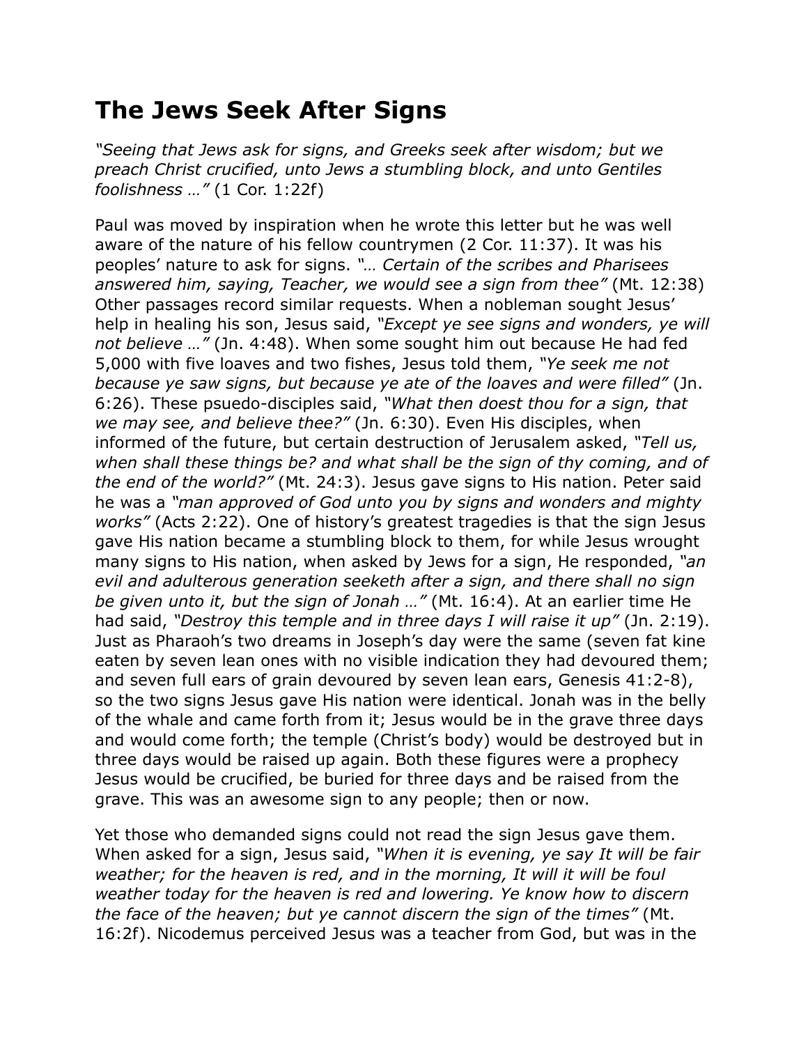# The Jews Seek After Signs

*"Seeing that Jews ask for signs, and Greeks seek after wisdom; but we preach Christ crucified, unto Jews a stumbling block, and unto Gentiles foolishness …"* (1 Cor. 1:22f)

Paul was moved by inspiration when he wrote this letter but he was well aware of the nature of his fellow countrymen (2 Cor. 11:37). It was his peoples' nature to ask for signs. *"… Certain of the scribes and Pharisees answered him, saying, Teacher, we would see a sign from thee"* (Mt. 12:38) Other passages record similar requests. When a nobleman sought Jesus' help in healing his son, Jesus said, *"Except ye see signs and wonders, ye will not believe …"* (Jn. 4:48). When some sought him out because He had fed 5,000 with five loaves and two fishes, Jesus told them, *"Ye seek me not because ye saw signs, but because ye ate of the loaves and were filled"* (Jn. 6:26). These psuedo-disciples said, *"What then doest thou for a sign, that we may see, and believe thee?"* (Jn. 6:30). Even His disciples, when informed of the future, but certain destruction of Jerusalem asked, *"Tell us, when shall these things be? and what shall be the sign of thy coming, and of the end of the world?"* (Mt. 24:3). Jesus gave signs to His nation. Peter said he was a *"man approved of God unto you by signs and wonders and mighty works"* (Acts 2:22). One of history's greatest tragedies is that the sign Jesus gave His nation became a stumbling block to them, for while Jesus wrought many signs to His nation, when asked by Jews for a sign, He responded, *"an evil and adulterous generation seeketh after a sign, and there shall no sign be given unto it, but the sign of Jonah …"* (Mt. 16:4). At an earlier time He had said, *"Destroy this temple and in three days I will raise it up"* (Jn. 2:19). Just as Pharaoh's two dreams in Joseph's day were the same (seven fat kine eaten by seven lean ones with no visible indication they had devoured them; and seven full ears of grain devoured by seven lean ears, Genesis 41:2-8), so the two signs Jesus gave His nation were identical. Jonah was in the belly of the whale and came forth from it; Jesus would be in the grave three days and would come forth; the temple (Christ's body) would be destroyed but in three days would be raised up again. Both these figures were a prophecy Jesus would be crucified, be buried for three days and be raised from the grave. This was an awesome sign to any people; then or now.

Yet those who demanded signs could not read the sign Jesus gave them. When asked for a sign, Jesus said, *"When it is evening, ye say It will be fair weather; for the heaven is red, and in the morning, It will it will be foul weather today for the heaven is red and lowering. Ye know how to discern the face of the heaven; but ye cannot discern the sign of the times"* (Mt. 16:2f). Nicodemus perceived Jesus was a teacher from God, but was in the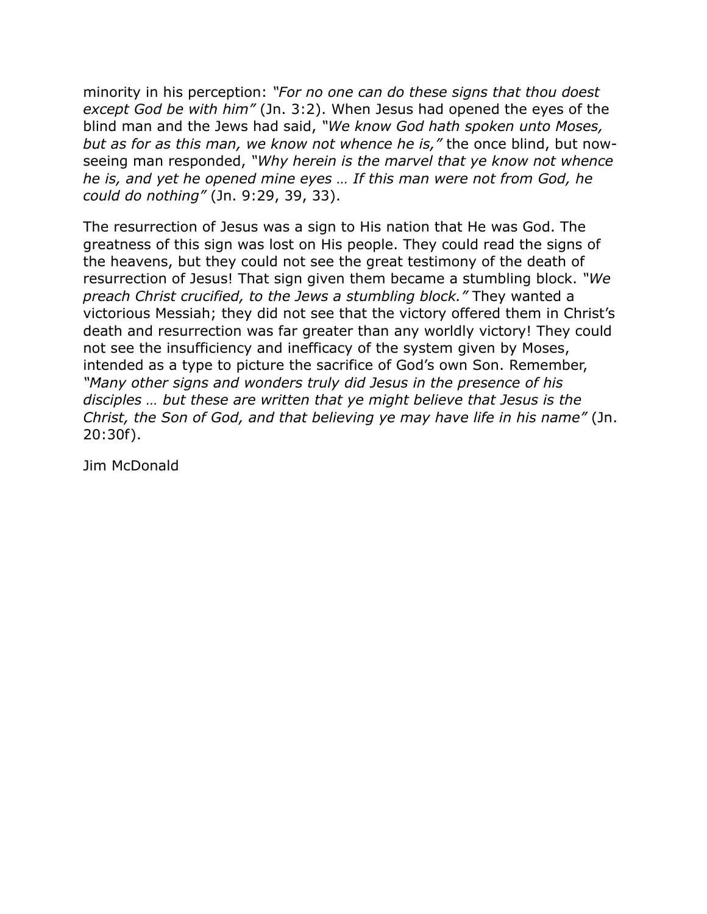minority in his perception: *"For no one can do these signs that thou doest except God be with him"* (Jn. 3:2). When Jesus had opened the eyes of the blind man and the Jews had said, *"We know God hath spoken unto Moses, but as for as this man, we know not whence he is,"* the once blind, but now-seeing man responded, *"Why herein is the marvel that ye know not whence he is, and yet he opened mine eyes … If this man were not from God, he could do nothing"* (Jn. 9:29, 39, 33).

The resurrection of Jesus was a sign to His nation that He was God. The greatness of this sign was lost on His people. They could read the signs of the heavens, but they could not see the great testimony of the death of resurrection of Jesus! That sign given them became a stumbling block. *"We preach Christ crucified, to the Jews a stumbling block."* They wanted a victorious Messiah; they did not see that the victory offered them in Christ's death and resurrection was far greater than any worldly victory! They could not see the insufficiency and inefficacy of the system given by Moses, intended as a type to picture the sacrifice of God's own Son. Remember, *"Many other signs and wonders truly did Jesus in the presence of his disciples … but these are written that ye might believe that Jesus is the Christ, the Son of God, and that believing ye may have life in his name"* (Jn. 20:30f).

Jim McDonald